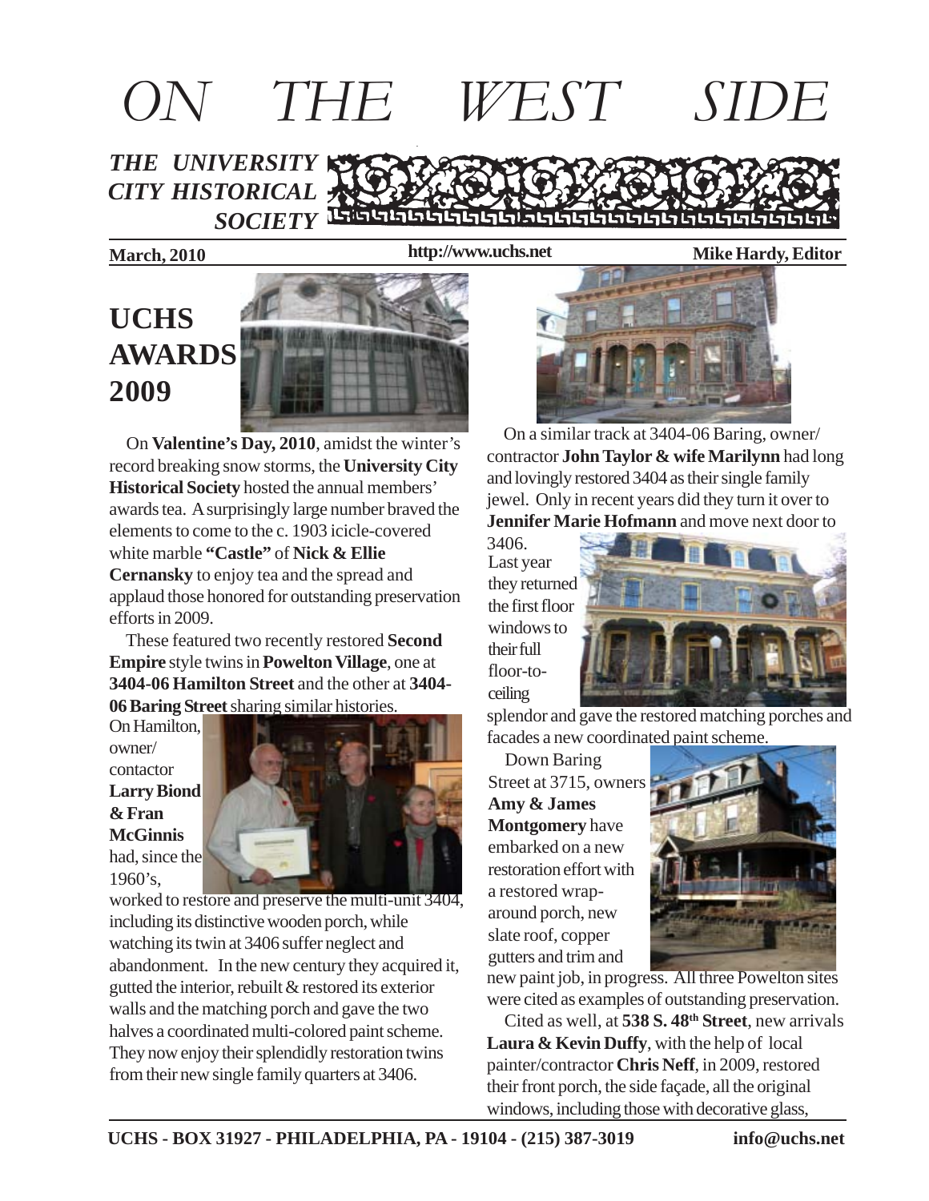# ON THE WEST SIDE

***THE UNIVERSITY CITY HISTORICAL SOCIETY***

**March, 2010** **http://www.uchs.net** **Mike Hardy, Editor**

## UCHS AWARDS 2009

On **Valentine's Day, 2010**, amidst the winter's record breaking snow storms, the **University City Historical Society** hosted the annual members' awards tea. A surprisingly large number braved the elements to come to the c. 1903 icicle-covered white marble **"Castle"** of **Nick & Ellie Cernansky** to enjoy tea and the spread and applaud those honored for outstanding preservation efforts in 2009.

These featured two recently restored **Second Empire** style twins in **Powelton Village**, one at **3404-06 Hamilton Street** and the other at **3404-06 Baring Street** sharing similar histories.

On Hamilton, owner/ contactor **Larry Biond & Fran McGinnis** had, since the 1960's, worked to restore and preserve the multi-unit 3404, including its distinctive wooden porch, while watching its twin at 3406 suffer neglect and abandonment. In the new century they acquired it, gutted the interior, rebuilt & restored its exterior walls and the matching porch and gave the two halves a coordinated multi-colored paint scheme. They now enjoy their splendidly restoration twins from their new single family quarters at 3406.

On a similar track at 3404-06 Baring, owner/ contractor **John Taylor & wife Marilynn** had long and lovingly restored 3404 as their single family jewel. Only in recent years did they turn it over to **Jennifer Marie Hofmann** and move next door to 3406. Last year they returned the first floor windows to their full floor-to-ceiling splendor and gave the restored matching porches and facades a new coordinated paint scheme.

Down Baring Street at 3715, owners **Amy & James Montgomery** have embarked on a new restoration effort with a restored wrap-around porch, new slate roof, copper gutters and trim and new paint job, in progress. All three Powelton sites were cited as examples of outstanding preservation.

Cited as well, at **538 S. 48th Street**, new arrivals **Laura & Kevin Duffy**, with the help of local painter/contractor **Chris Neff**, in 2009, restored their front porch, the side façade, all the original windows, including those with decorative glass,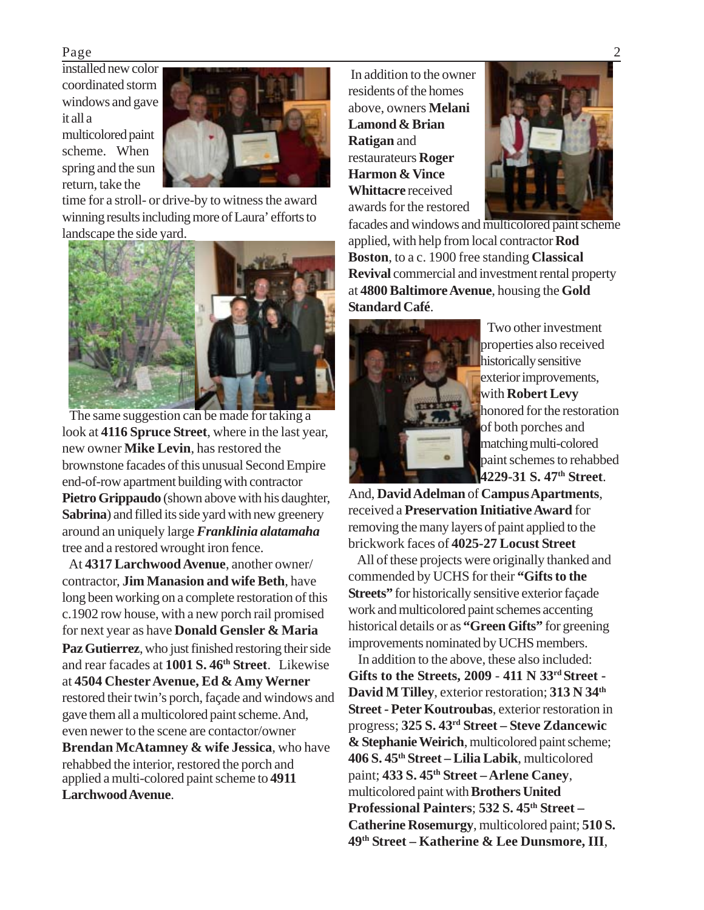installed new color coordinated storm windows and gave it all a multicolored paint scheme. When spring and the sun return, take the time for a stroll- or drive-by to witness the award winning results including more of Laura' efforts to landscape the side yard.

The same suggestion can be made for taking a look at **4116 Spruce Street**, where in the last year, new owner **Mike Levin**, has restored the brownstone facades of this unusual Second Empire end-of-row apartment building with contractor **Pietro Grippaudo** (shown above with his daughter, **Sabrina**) and filled its side yard with new greenery around an uniquely large ***Franklinia alatamaha*** tree and a restored wrought iron fence.

At **4317 Larchwood Avenue**, another owner/ contractor, **Jim Manasion and wife Beth**, have long been working on a complete restoration of this c.1902 row house, with a new porch rail promised for next year as have **Donald Gensler & Maria Paz Gutierrez**, who just finished restoring their side and rear facades at **1001 S. 46th Street**. Likewise at **4504 Chester Avenue, Ed & Amy Werner** restored their twin's porch, façade and windows and gave them all a multicolored paint scheme. And, even newer to the scene are contactor/owner **Brendan McAtamney & wife Jessica**, who have rehabbed the interior, restored the porch and applied a multi-colored paint scheme to **4911 Larchwood Avenue**.

In addition to the owner residents of the homes above, owners **Melani Lamond & Brian Ratigan** and restaurateurs **Roger Harmon & Vince Whittacre** received awards for the restored facades and windows and multicolored paint scheme applied, with help from local contractor **Rod Boston**, to a c. 1900 free standing **Classical Revival** commercial and investment rental property at **4800 Baltimore Avenue**, housing the **Gold Standard Café**.

Two other investment properties also received historically sensitive exterior improvements, with **Robert Levy** honored for the restoration of both porches and matching multi-colored paint schemes to rehabbed **4229-31 S. 47th Street**. And, **David Adelman** of **Campus Apartments**, received a **Preservation Initiative Award** for removing the many layers of paint applied to the brickwork faces of **4025-27 Locust Street**

All of these projects were originally thanked and commended by UCHS for their **"Gifts to the Streets"** for historically sensitive exterior façade work and multicolored paint schemes accenting historical details or as **"Green Gifts"** for greening improvements nominated by UCHS members.

In addition to the above, these also included: **Gifts to the Streets, 2009** - **411 N 33rd Street - David M Tilley**, exterior restoration; **313 N 34th Street - Peter Koutroubas**, exterior restoration in progress; **325 S. 43rd Street – Steve Zdancewic & Stephanie Weirich**, multicolored paint scheme; **406 S. 45th Street – Lilia Labik**, multicolored paint; **433 S. 45th Street – Arlene Caney**, multicolored paint with **Brothers United Professional Painters**; **532 S. 45th Street – Catherine Rosemurgy**, multicolored paint; **510 S. 49th Street – Katherine & Lee Dunsmore, III**,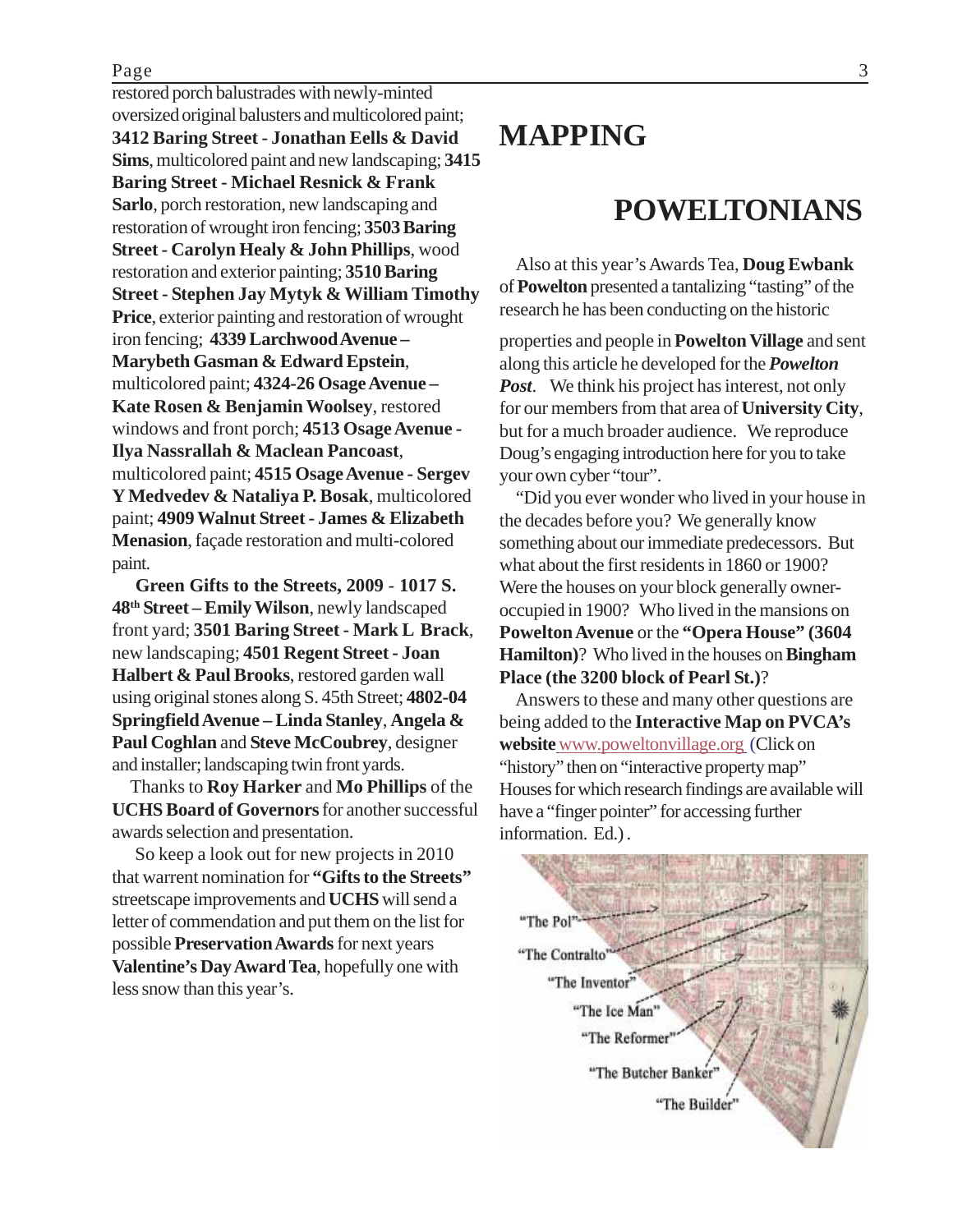restored porch balustrades with newly-minted oversized original balusters and multicolored paint; **3412 Baring Street - Jonathan Eells & David Sims**, multicolored paint and new landscaping; **3415 Baring Street - Michael Resnick & Frank Sarlo**, porch restoration, new landscaping and restoration of wrought iron fencing; **3503 Baring Street - Carolyn Healy & John Phillips**, wood restoration and exterior painting; **3510 Baring Street - Stephen Jay Mytyk & William Timothy Price**, exterior painting and restoration of wrought iron fencing; **4339 Larchwood Avenue – Marybeth Gasman & Edward Epstein**, multicolored paint; **4324-26 Osage Avenue – Kate Rosen & Benjamin Woolsey**, restored windows and front porch; **4513 Osage Avenue - Ilya Nassrallah & Maclean Pancoast**, multicolored paint; **4515 Osage Avenue - Sergev Y Medvedev & Nataliya P. Bosak**, multicolored paint; **4909 Walnut Street - James & Elizabeth Menasion**, façade restoration and multi-colored paint.

**Green Gifts to the Streets, 2009 - 1017 S. 48th Street – Emily Wilson**, newly landscaped front yard; **3501 Baring Street - Mark L Brack**, new landscaping; **4501 Regent Street - Joan Halbert & Paul Brooks**, restored garden wall using original stones along S. 45th Street; **4802-04 Springfield Avenue – Linda Stanley**, **Angela & Paul Coghlan** and **Steve McCoubrey**, designer and installer; landscaping twin front yards.

Thanks to **Roy Harker** and **Mo Phillips** of the **UCHS Board of Governors** for another successful awards selection and presentation.

So keep a look out for new projects in 2010 that warrent nomination for **"Gifts to the Streets"** streetscape improvements and **UCHS** will send a letter of commendation and put them on the list for possible **Preservation Awards** for next years **Valentine's Day Award Tea**, hopefully one with less snow than this year's.

# MAPPING POWELTONIANS

Also at this year's Awards Tea, **Doug Ewbank** of **Powelton** presented a tantalizing "tasting" of the research he has been conducting on the historic properties and people in **Powelton Village** and sent along this article he developed for the ***Powelton Post***. We think his project has interest, not only for our members from that area of **University City**, but for a much broader audience. We reproduce Doug's engaging introduction here for you to take your own cyber "tour".

"Did you ever wonder who lived in your house in the decades before you? We generally know something about our immediate predecessors. But what about the first residents in 1860 or 1900? Were the houses on your block generally owner-occupied in 1900? Who lived in the mansions on **Powelton Avenue** or the **"Opera House" (3604 Hamilton)**? Who lived in the houses on **Bingham Place (the 3200 block of Pearl St.)**?

Answers to these and many other questions are being added to the **Interactive Map on PVCA's website** www.poweltonvillage.org (Click on "history" then on "interactive property map" Houses for which research findings are available will have a "finger pointer" for accessing further information. Ed.) .

"The Pol"
"The Contralto"
"The Inventor"
"The Ice Man"
"The Reformer"
"The Butcher Banker"
"The Builder"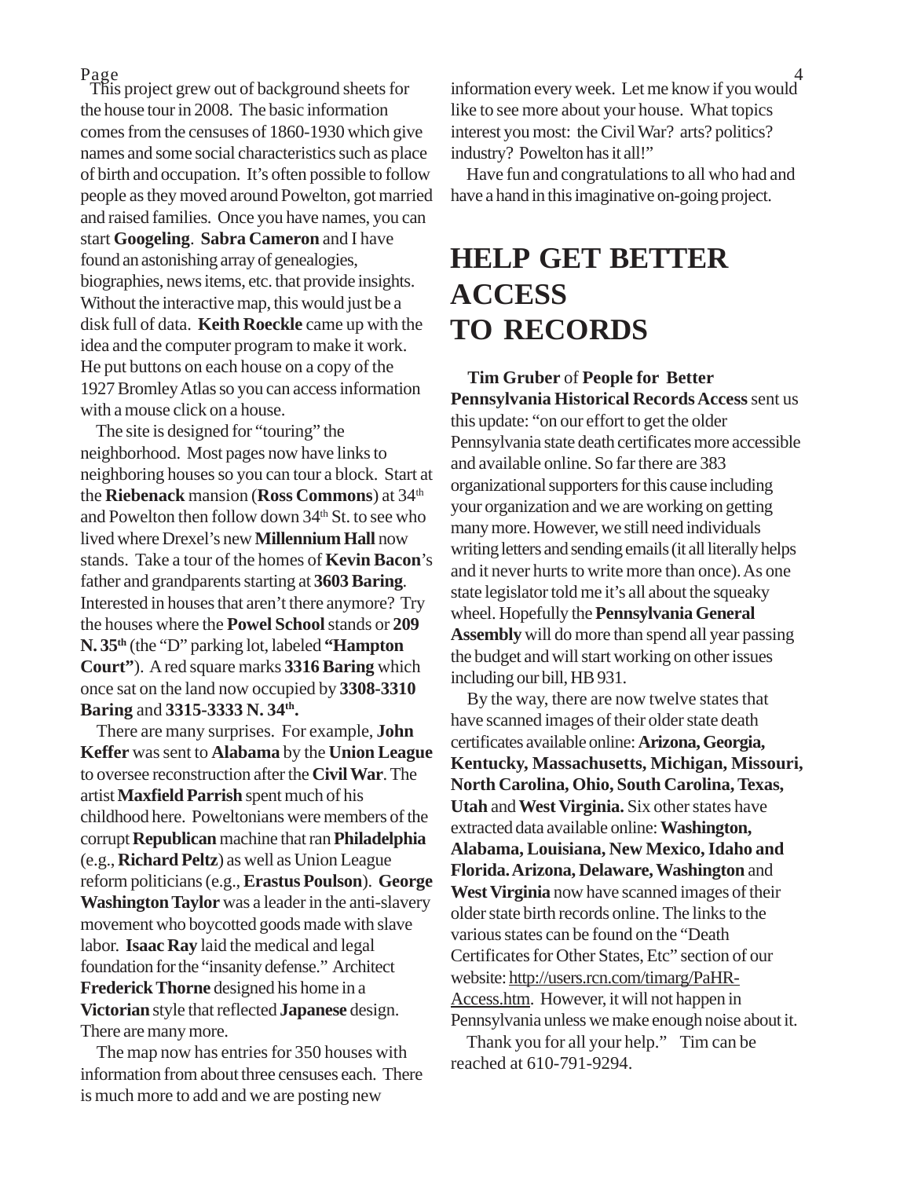This project grew out of background sheets for the house tour in 2008. The basic information comes from the censuses of 1860-1930 which give names and some social characteristics such as place of birth and occupation. It's often possible to follow people as they moved around Powelton, got married and raised families. Once you have names, you can start **Googeling**. **Sabra Cameron** and I have found an astonishing array of genealogies, biographies, news items, etc. that provide insights. Without the interactive map, this would just be a disk full of data. **Keith Roeckle** came up with the idea and the computer program to make it work. He put buttons on each house on a copy of the 1927 Bromley Atlas so you can access information with a mouse click on a house.

The site is designed for "touring" the neighborhood. Most pages now have links to neighboring houses so you can tour a block. Start at the **Riebenack** mansion (**Ross Commons**) at 34th and Powelton then follow down 34th St. to see who lived where Drexel's new **Millennium Hall** now stands. Take a tour of the homes of **Kevin Bacon**'s father and grandparents starting at **3603 Baring**. Interested in houses that aren't there anymore? Try the houses where the **Powel School** stands or **209 N. 35th** (the "D" parking lot, labeled **"Hampton Court"**). A red square marks **3316 Baring** which once sat on the land now occupied by **3308-3310 Baring** and **3315-3333 N. 34th.**

There are many surprises. For example, **John Keffer** was sent to **Alabama** by the **Union League** to oversee reconstruction after the **Civil War**. The artist **Maxfield Parrish** spent much of his childhood here. Poweltonians were members of the corrupt **Republican** machine that ran **Philadelphia** (e.g., **Richard Peltz**) as well as Union League reform politicians (e.g., **Erastus Poulson**). **George Washington Taylor** was a leader in the anti-slavery movement who boycotted goods made with slave labor. **Isaac Ray** laid the medical and legal foundation for the "insanity defense." Architect **Frederick Thorne** designed his home in a **Victorian** style that reflected **Japanese** design. There are many more.

The map now has entries for 350 houses with information from about three censuses each. There is much more to add and we are posting new information every week. Let me know if you would like to see more about your house. What topics interest you most: the Civil War? arts? politics? industry? Powelton has it all!"

Have fun and congratulations to all who had and have a hand in this imaginative on-going project.

# HELP GET BETTER ACCESS TO RECORDS

**Tim Gruber** of **People for Better Pennsylvania Historical Records Access** sent us this update: "on our effort to get the older Pennsylvania state death certificates more accessible and available online. So far there are 383 organizational supporters for this cause including your organization and we are working on getting many more. However, we still need individuals writing letters and sending emails (it all literally helps and it never hurts to write more than once). As one state legislator told me it's all about the squeaky wheel. Hopefully the **Pennsylvania General Assembly** will do more than spend all year passing the budget and will start working on other issues including our bill, HB 931.

By the way, there are now twelve states that have scanned images of their older state death certificates available online: **Arizona, Georgia, Kentucky, Massachusetts, Michigan, Missouri, North Carolina, Ohio, South Carolina, Texas, Utah** and **West Virginia.** Six other states have extracted data available online: **Washington, Alabama, Louisiana, New Mexico, Idaho and Florida. Arizona, Delaware, Washington** and **West Virginia** now have scanned images of their older state birth records online. The links to the various states can be found on the "Death Certificates for Other States, Etc" section of our website: http://users.rcn.com/timarg/PaHR-Access.htm. However, it will not happen in Pennsylvania unless we make enough noise about it.

Thank you for all your help." Tim can be reached at 610-791-9294.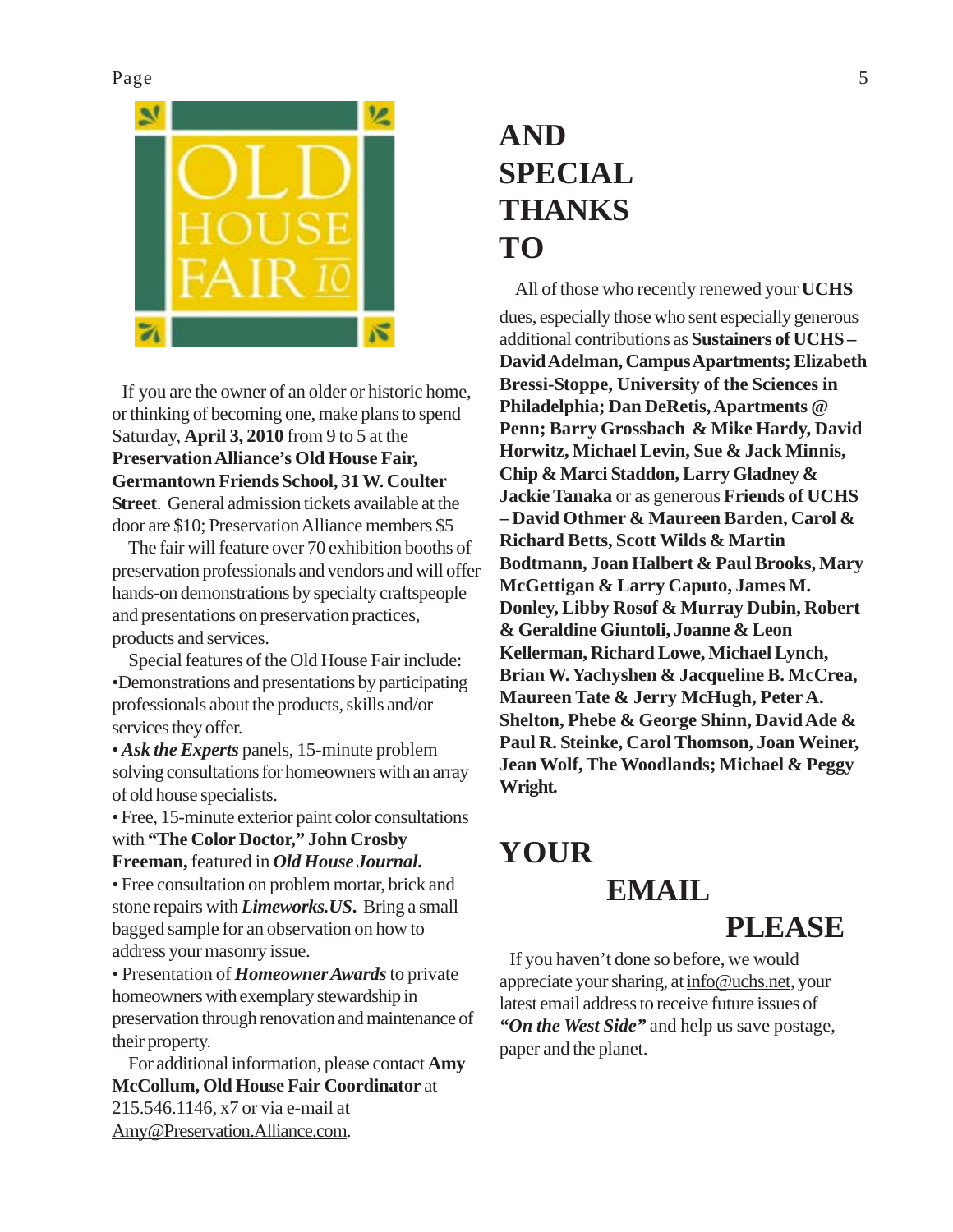OLD HOUSE FAIR 10

If you are the owner of an older or historic home, or thinking of becoming one, make plans to spend Saturday, **April 3, 2010** from 9 to 5 at the **Preservation Alliance's Old House Fair, Germantown Friends School, 31 W. Coulter Street**. General admission tickets available at the door are $10; Preservation Alliance members $5

The fair will feature over 70 exhibition booths of preservation professionals and vendors and will offer hands-on demonstrations by specialty craftspeople and presentations on preservation practices, products and services.

Special features of the Old House Fair include:

- Demonstrations and presentations by participating professionals about the products, skills and/or services they offer.
- ***Ask the Experts*** panels, 15-minute problem solving consultations for homeowners with an array of old house specialists.
- Free, 15-minute exterior paint color consultations with **"The Color Doctor," John Crosby Freeman,** featured in ***Old House Journal*.**
- Free consultation on problem mortar, brick and stone repairs with ***Limeworks.US*.** Bring a small bagged sample for an observation on how to address your masonry issue.
- Presentation of ***Homeowner Awards*** to private homeowners with exemplary stewardship in preservation through renovation and maintenance of their property.

For additional information, please contact **Amy McCollum, Old House Fair Coordinator** at 215.546.1146, x7 or via e-mail at Amy@Preservation.Alliance.com.

# AND SPECIAL THANKS TO

All of those who recently renewed your **UCHS** dues, especially those who sent especially generous additional contributions as **Sustainers of UCHS – David Adelman, Campus Apartments; Elizabeth Bressi-Stoppe, University of the Sciences in Philadelphia; Dan DeRetis, Apartments @ Penn; Barry Grossbach & Mike Hardy, David Horwitz, Michael Levin, Sue & Jack Minnis, Chip & Marci Staddon, Larry Gladney & Jackie Tanaka** or as generous **Friends of UCHS – David Othmer & Maureen Barden, Carol & Richard Betts, Scott Wilds & Martin Bodtmann, Joan Halbert & Paul Brooks, Mary McGettigan & Larry Caputo, James M. Donley, Libby Rosof & Murray Dubin, Robert & Geraldine Giuntoli, Joanne & Leon Kellerman, Richard Lowe, Michael Lynch, Brian W. Yachyshen & Jacqueline B. McCrea, Maureen Tate & Jerry McHugh, Peter A. Shelton, Phebe & George Shinn, David Ade & Paul R. Steinke, Carol Thomson, Joan Weiner, Jean Wolf, The Woodlands; Michael & Peggy Wright.**

# YOUR EMAIL PLEASE

If you haven't done so before, we would appreciate your sharing, at info@uchs.net, your latest email address to receive future issues of ***"On the West Side"*** and help us save postage, paper and the planet.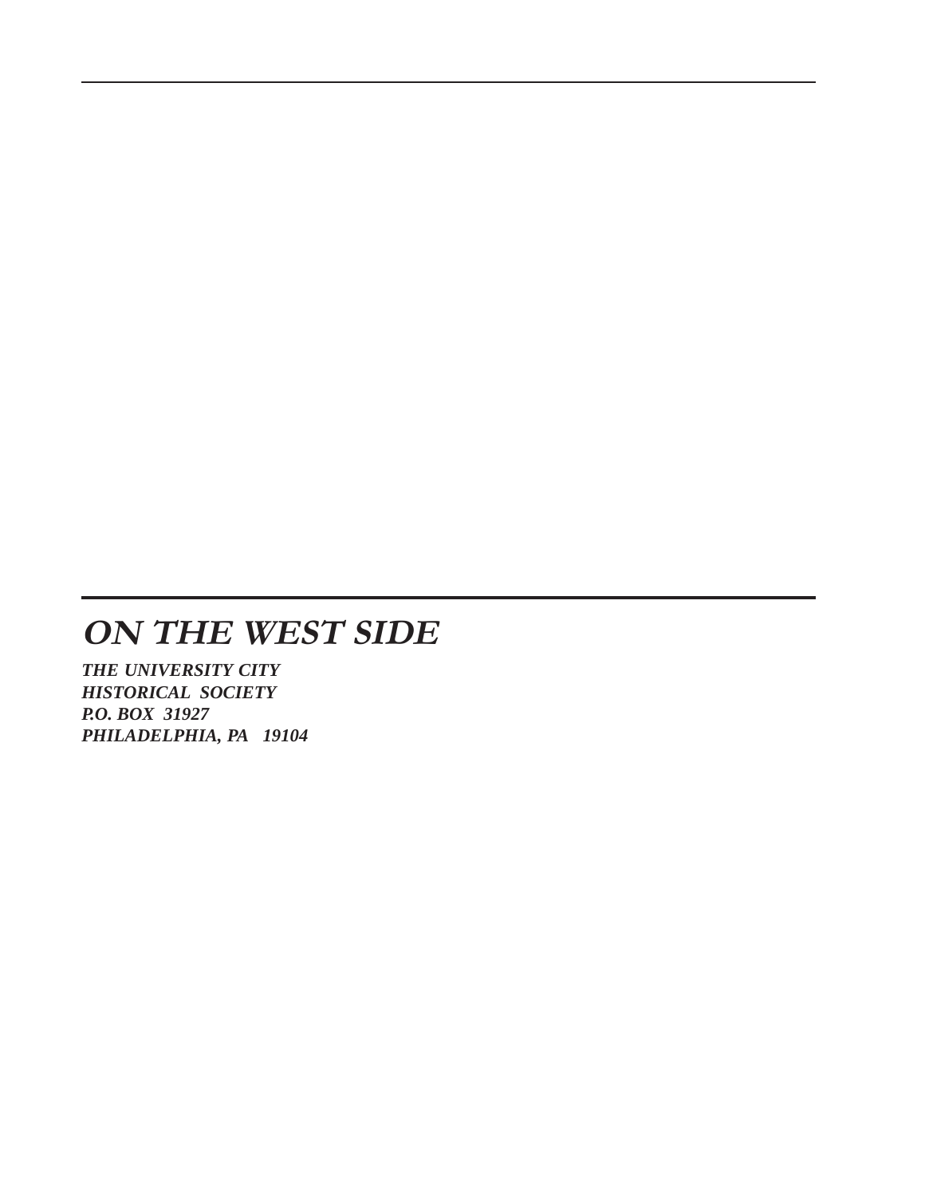# *ON THE WEST SIDE*

***THE UNIVERSITY CITY***
***HISTORICAL SOCIETY***
***P.O. BOX 31927***
***PHILADELPHIA, PA 19104***